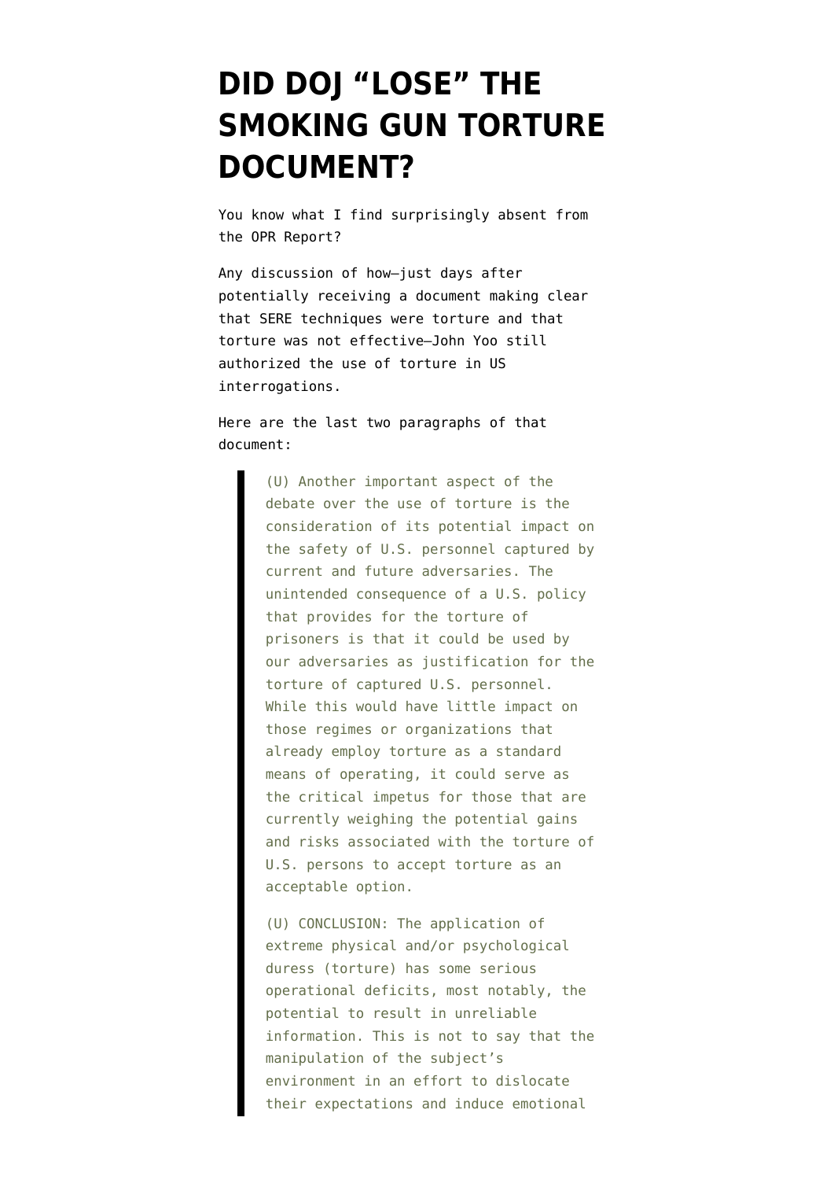# DID DOJ "LOSE" THE SMOKING GUN TORTURE DOCUMENT?

You know what I find surprisingly absent from the OPR Report?

Any discussion of how—just days after potentially receiving a document making clear that SERE techniques were torture and that torture was not effective—John Yoo still authorized the use of torture in US interrogations.

Here are the last two paragraphs of that document:

> (U) Another important aspect of the debate over the use of torture is the consideration of its potential impact on the safety of U.S. personnel captured by current and future adversaries. The unintended consequence of a U.S. policy that provides for the torture of prisoners is that it could be used by our adversaries as justification for the torture of captured U.S. personnel. While this would have little impact on those regimes or organizations that already employ torture as a standard means of operating, it could serve as the critical impetus for those that are currently weighing the potential gains and risks associated with the torture of U.S. persons to accept torture as an acceptable option.
>
> (U) CONCLUSION: The application of extreme physical and/or psychological duress (torture) has some serious operational deficits, most notably, the potential to result in unreliable information. This is not to say that the manipulation of the subject's environment in an effort to dislocate their expectations and induce emotional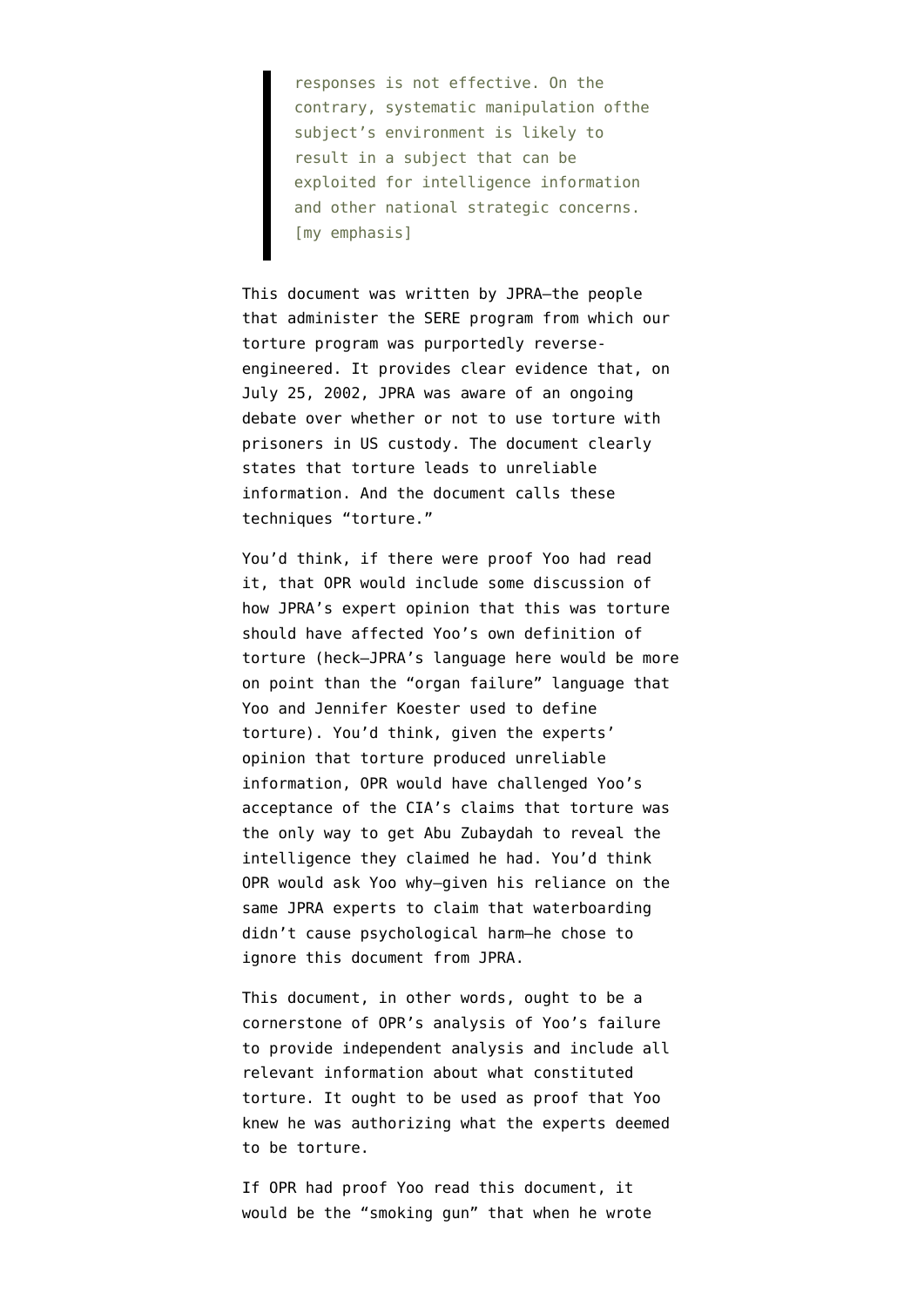> responses is not effective. On the contrary, systematic manipulation ofthe subject's environment is likely to result in a subject that can be exploited for intelligence information and other national strategic concerns. [my emphasis]

This document was written by JPRA—the people that administer the SERE program from which our torture program was purportedly reverse-engineered. It provides clear evidence that, on July 25, 2002, JPRA was aware of an ongoing debate over whether or not to use torture with prisoners in US custody. The document clearly states that torture leads to unreliable information. And the document calls these techniques "torture."

You'd think, if there were proof Yoo had read it, that OPR would include some discussion of how JPRA's expert opinion that this was torture should have affected Yoo's own definition of torture (heck—JPRA's language here would be more on point than the "organ failure" language that Yoo and Jennifer Koester used to define torture). You'd think, given the experts' opinion that torture produced unreliable information, OPR would have challenged Yoo's acceptance of the CIA's claims that torture was the only way to get Abu Zubaydah to reveal the intelligence they claimed he had. You'd think OPR would ask Yoo why—given his reliance on the same JPRA experts to claim that waterboarding didn't cause psychological harm—he chose to ignore this document from JPRA.

This document, in other words, ought to be a cornerstone of OPR's analysis of Yoo's failure to provide independent analysis and include all relevant information about what constituted torture. It ought to be used as proof that Yoo knew he was authorizing what the experts deemed to be torture.

If OPR had proof Yoo read this document, it would be the "smoking gun" that when he wrote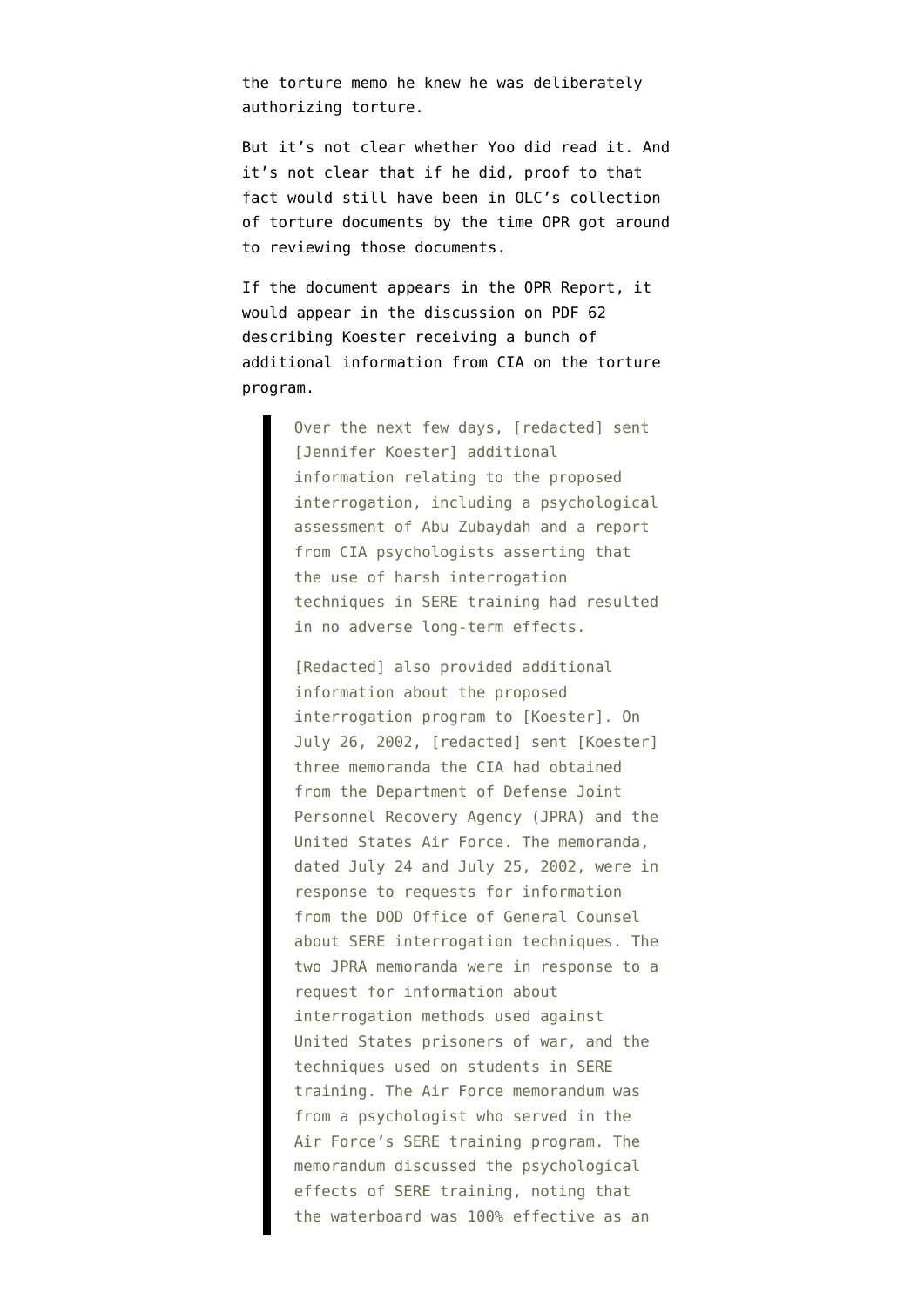the torture memo he knew he was deliberately authorizing torture.

But it's not clear whether Yoo did read it. And it's not clear that if he did, proof to that fact would still have been in OLC's collection of torture documents by the time OPR got around to reviewing those documents.

If the document appears in the OPR Report, it would appear in the discussion on PDF 62 describing Koester receiving a bunch of additional information from CIA on the torture program.

> Over the next few days, [redacted] sent [Jennifer Koester] additional information relating to the proposed interrogation, including a psychological assessment of Abu Zubaydah and a report from CIA psychologists asserting that the use of harsh interrogation techniques in SERE training had resulted in no adverse long-term effects.
>
> [Redacted] also provided additional information about the proposed interrogation program to [Koester]. On July 26, 2002, [redacted] sent [Koester] three memoranda the CIA had obtained from the Department of Defense Joint Personnel Recovery Agency (JPRA) and the United States Air Force. The memoranda, dated July 24 and July 25, 2002, were in response to requests for information from the DOD Office of General Counsel about SERE interrogation techniques. The two JPRA memoranda were in response to a request for information about interrogation methods used against United States prisoners of war, and the techniques used on students in SERE training. The Air Force memorandum was from a psychologist who served in the Air Force's SERE training program. The memorandum discussed the psychological effects of SERE training, noting that the waterboard was 100% effective as an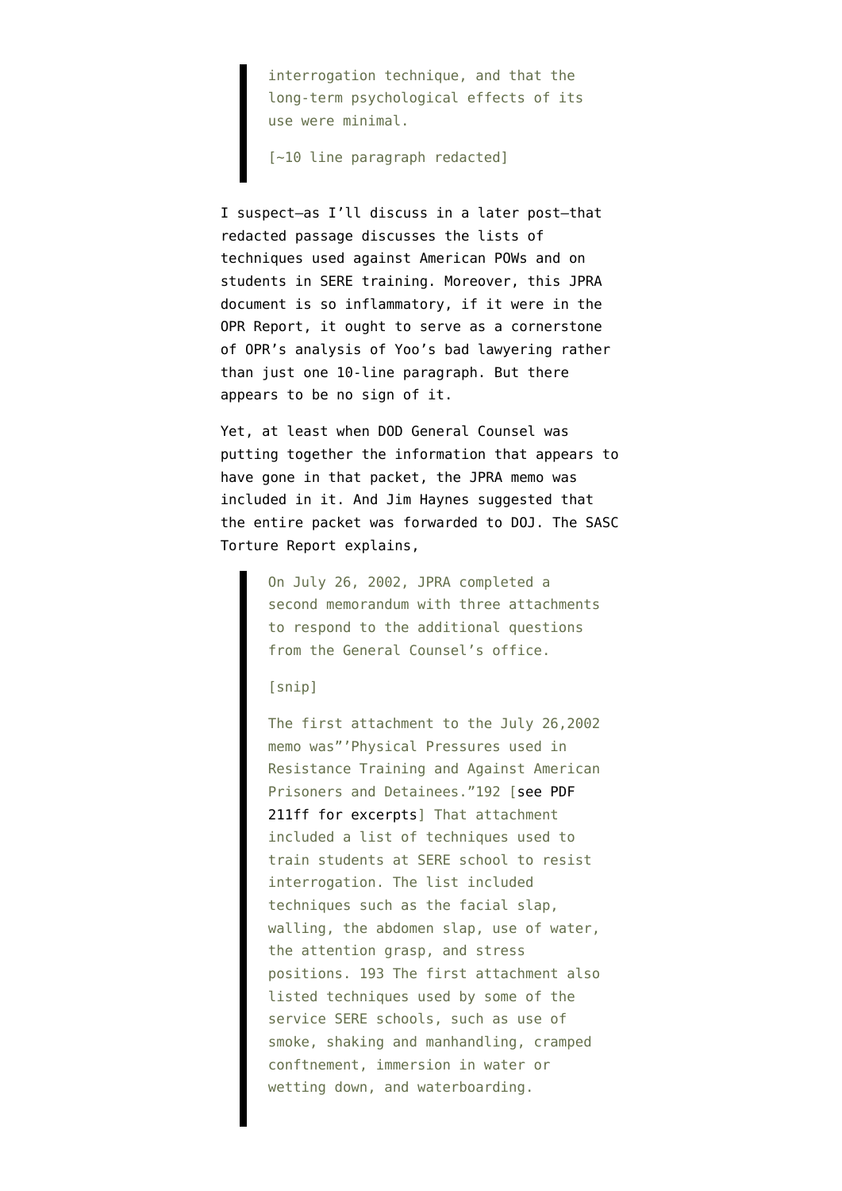> interrogation technique, and that the long-term psychological effects of its use were minimal.
>
> [~10 line paragraph redacted]

I suspect—as I'll discuss in a later post—that redacted passage discusses the lists of techniques used against American POWs and on students in SERE training. Moreover, this JPRA document is so inflammatory, if it were in the OPR Report, it ought to serve as a cornerstone of OPR's analysis of Yoo's bad lawyering rather than just one 10-line paragraph. But there appears to be no sign of it.

Yet, at least when DOD General Counsel was putting together the information that appears to have gone in that packet, the JPRA memo was included in it. And Jim Haynes suggested that the entire packet was forwarded to DOJ. The SASC Torture Report explains,

> On July 26, 2002, JPRA completed a second memorandum with three attachments to respond to the additional questions from the General Counsel's office.
>
> [snip]
>
> The first attachment to the July 26,2002 memo was"'Physical Pressures used in Resistance Training and Against American Prisoners and Detainees."192 [see PDF 211ff for excerpts] That attachment included a list of techniques used to train students at SERE school to resist interrogation. The list included techniques such as the facial slap, walling, the abdomen slap, use of water, the attention grasp, and stress positions. 193 The first attachment also listed techniques used by some of the service SERE schools, such as use of smoke, shaking and manhandling, cramped conftnement, immersion in water or wetting down, and waterboarding.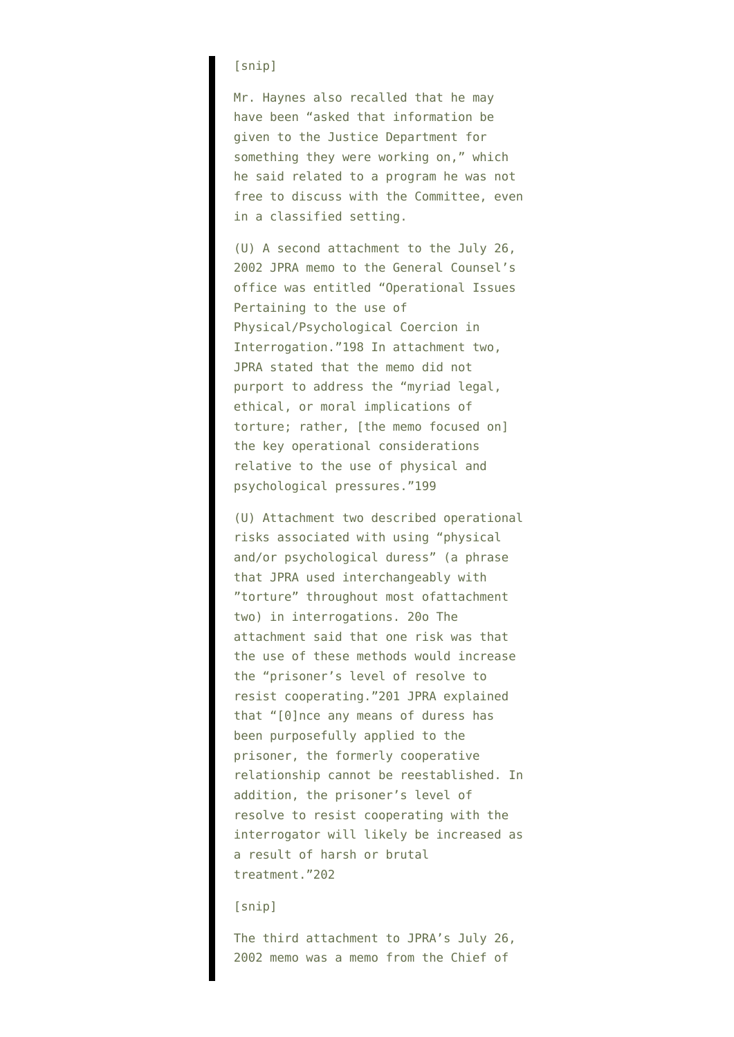> [snip]
>
> Mr. Haynes also recalled that he may have been "asked that information be given to the Justice Department for something they were working on," which he said related to a program he was not free to discuss with the Committee, even in a classified setting.
>
> (U) A second attachment to the July 26, 2002 JPRA memo to the General Counsel's office was entitled "Operational Issues Pertaining to the use of Physical/Psychological Coercion in Interrogation."198 In attachment two, JPRA stated that the memo did not purport to address the "myriad legal, ethical, or moral implications of torture; rather, [the memo focused on] the key operational considerations relative to the use of physical and psychological pressures."199
>
> (U) Attachment two described operational risks associated with using "physical and/or psychological duress" (a phrase that JPRA used interchangeably with "torture" throughout most ofattachment two) in interrogations. 20o The attachment said that one risk was that the use of these methods would increase the "prisoner's level of resolve to resist cooperating."201 JPRA explained that "[0]nce any means of duress has been purposefully applied to the prisoner, the formerly cooperative relationship cannot be reestablished. In addition, the prisoner's level of resolve to resist cooperating with the interrogator will likely be increased as a result of harsh or brutal treatment."202
>
> [snip]
>
> The third attachment to JPRA's July 26, 2002 memo was a memo from the Chief of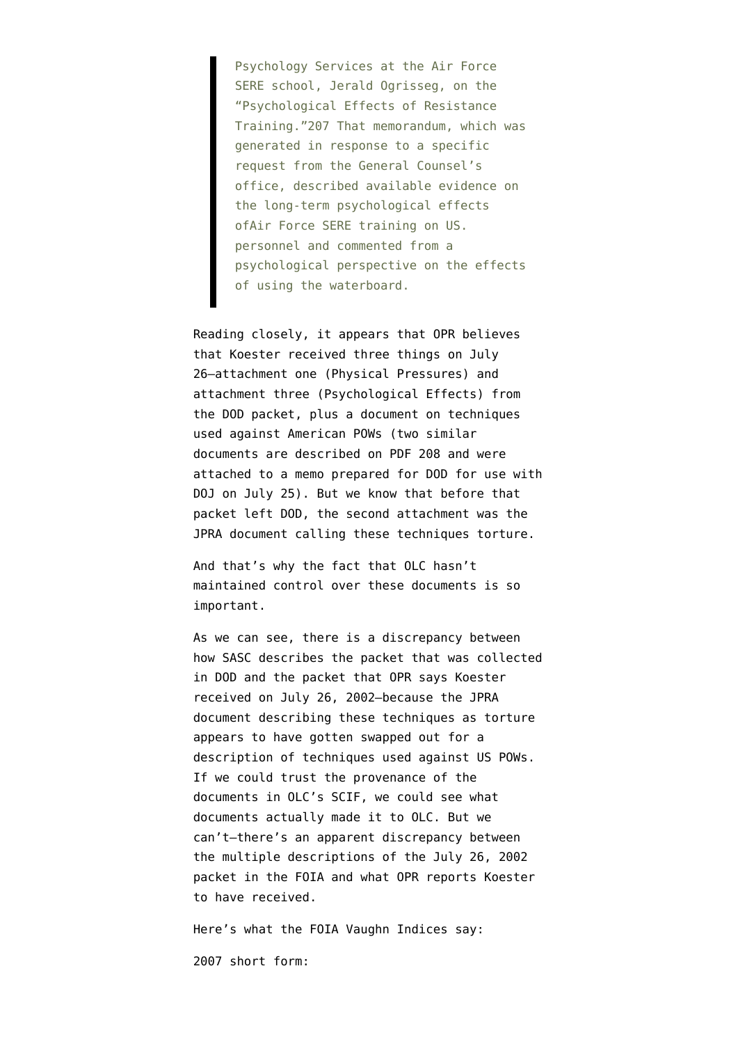> Psychology Services at the Air Force SERE school, Jerald Ogrisseg, on the "Psychological Effects of Resistance Training."207 That memorandum, which was generated in response to a specific request from the General Counsel's office, described available evidence on the long-term psychological effects ofAir Force SERE training on US. personnel and commented from a psychological perspective on the effects of using the waterboard.

Reading closely, it appears that OPR believes that Koester received three things on July 26–attachment one (Physical Pressures) and attachment three (Psychological Effects) from the DOD packet, plus a document on techniques used against American POWs (two similar documents are described on PDF 208 and were attached to a memo prepared for DOD for use with DOJ on July 25). But we know that before that packet left DOD, the second attachment was the JPRA document calling these techniques torture.

And that's why the fact that OLC hasn't maintained control over these documents is so important.

As we can see, there is a discrepancy between how SASC describes the packet that was collected in DOD and the packet that OPR says Koester received on July 26, 2002–because the JPRA document describing these techniques as torture appears to have gotten swapped out for a description of techniques used against US POWs. If we could trust the provenance of the documents in OLC's SCIF, we could see what documents actually made it to OLC. But we can't–there's an apparent discrepancy between the multiple descriptions of the July 26, 2002 packet in the FOIA and what OPR reports Koester to have received.

Here's what the FOIA Vaughn Indices say:

2007 short form: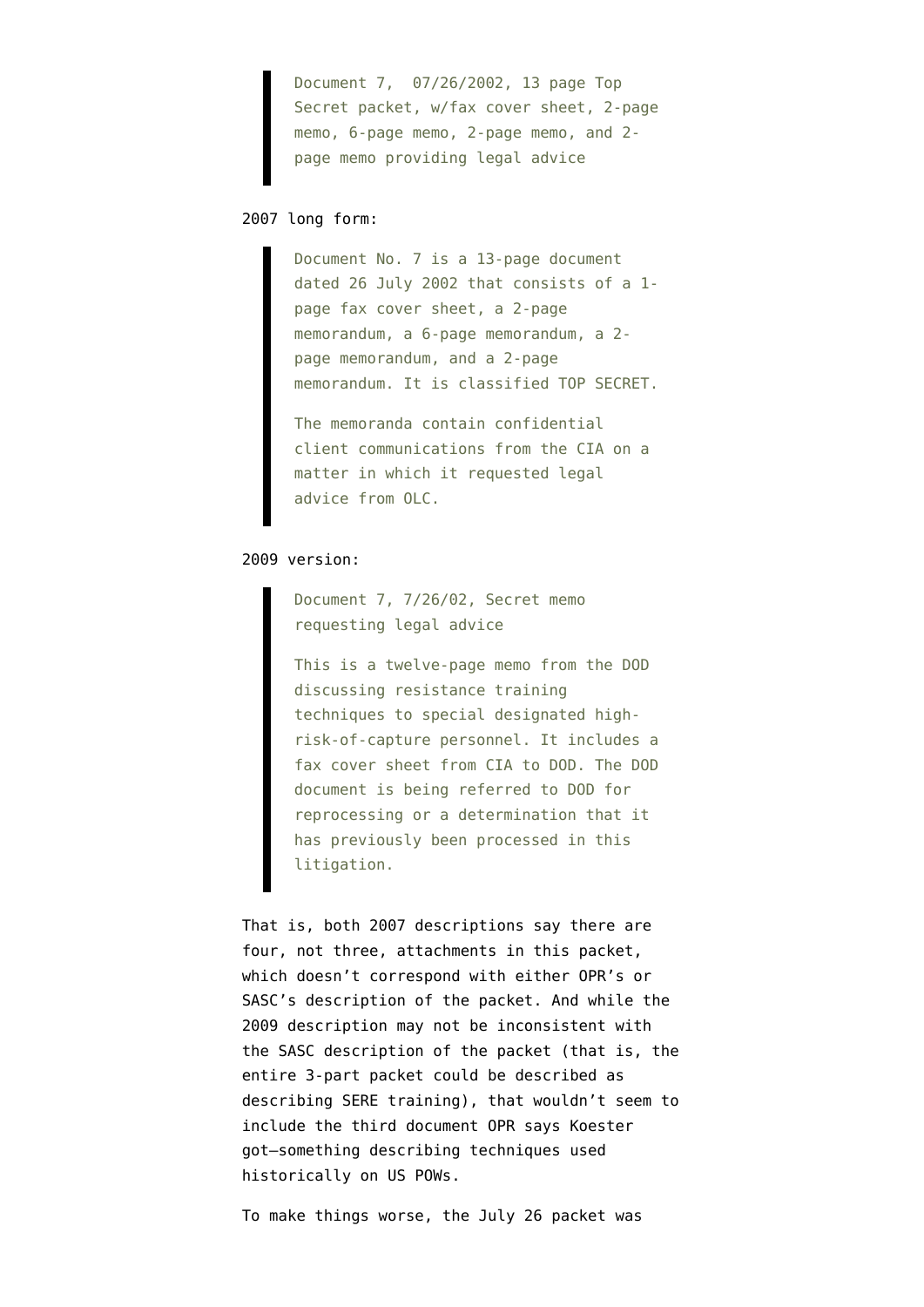> Document 7, 07/26/2002, 13 page Top Secret packet, w/fax cover sheet, 2-page memo, 6-page memo, 2-page memo, and 2-page memo providing legal advice

2007 long form:

> Document No. 7 is a 13-page document dated 26 July 2002 that consists of a 1-page fax cover sheet, a 2-page memorandum, a 6-page memorandum, a 2-page memorandum, and a 2-page memorandum. It is classified TOP SECRET.
>
> The memoranda contain confidential client communications from the CIA on a matter in which it requested legal advice from OLC.

2009 version:

> Document 7, 7/26/02, Secret memo requesting legal advice
>
> This is a twelve-page memo from the DOD discussing resistance training techniques to special designated high-risk-of-capture personnel. It includes a fax cover sheet from CIA to DOD. The DOD document is being referred to DOD for reprocessing or a determination that it has previously been processed in this litigation.

That is, both 2007 descriptions say there are four, not three, attachments in this packet, which doesn't correspond with either OPR's or SASC's description of the packet. And while the 2009 description may not be inconsistent with the SASC description of the packet (that is, the entire 3-part packet could be described as describing SERE training), that wouldn't seem to include the third document OPR says Koester got–something describing techniques used historically on US POWs.

To make things worse, the July 26 packet was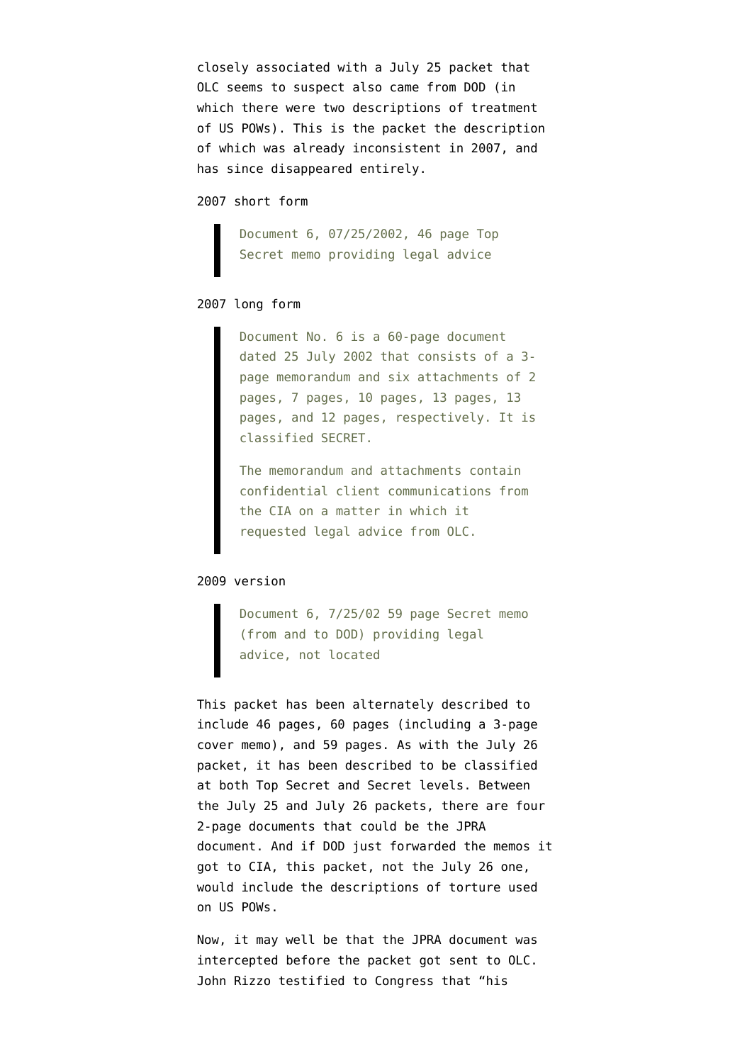closely associated with a July 25 packet that OLC seems to suspect also came from DOD (in which there were two descriptions of treatment of US POWs). This is the packet the description of which was already inconsistent in 2007, and has since disappeared entirely.

2007 short form

> Document 6, 07/25/2002, 46 page Top Secret memo providing legal advice

2007 long form

> Document No. 6 is a 60-page document dated 25 July 2002 that consists of a 3-page memorandum and six attachments of 2 pages, 7 pages, 10 pages, 13 pages, 13 pages, and 12 pages, respectively. It is classified SECRET.
>
> The memorandum and attachments contain confidential client communications from the CIA on a matter in which it requested legal advice from OLC.

2009 version

> Document 6, 7/25/02 59 page Secret memo (from and to DOD) providing legal advice, not located

This packet has been alternately described to include 46 pages, 60 pages (including a 3-page cover memo), and 59 pages. As with the July 26 packet, it has been described to be classified at both Top Secret and Secret levels. Between the July 25 and July 26 packets, there are four 2-page documents that could be the JPRA document. And if DOD just forwarded the memos it got to CIA, this packet, not the July 26 one, would include the descriptions of torture used on US POWs.

Now, it may well be that the JPRA document was intercepted before the packet got sent to OLC. John Rizzo testified to Congress that "his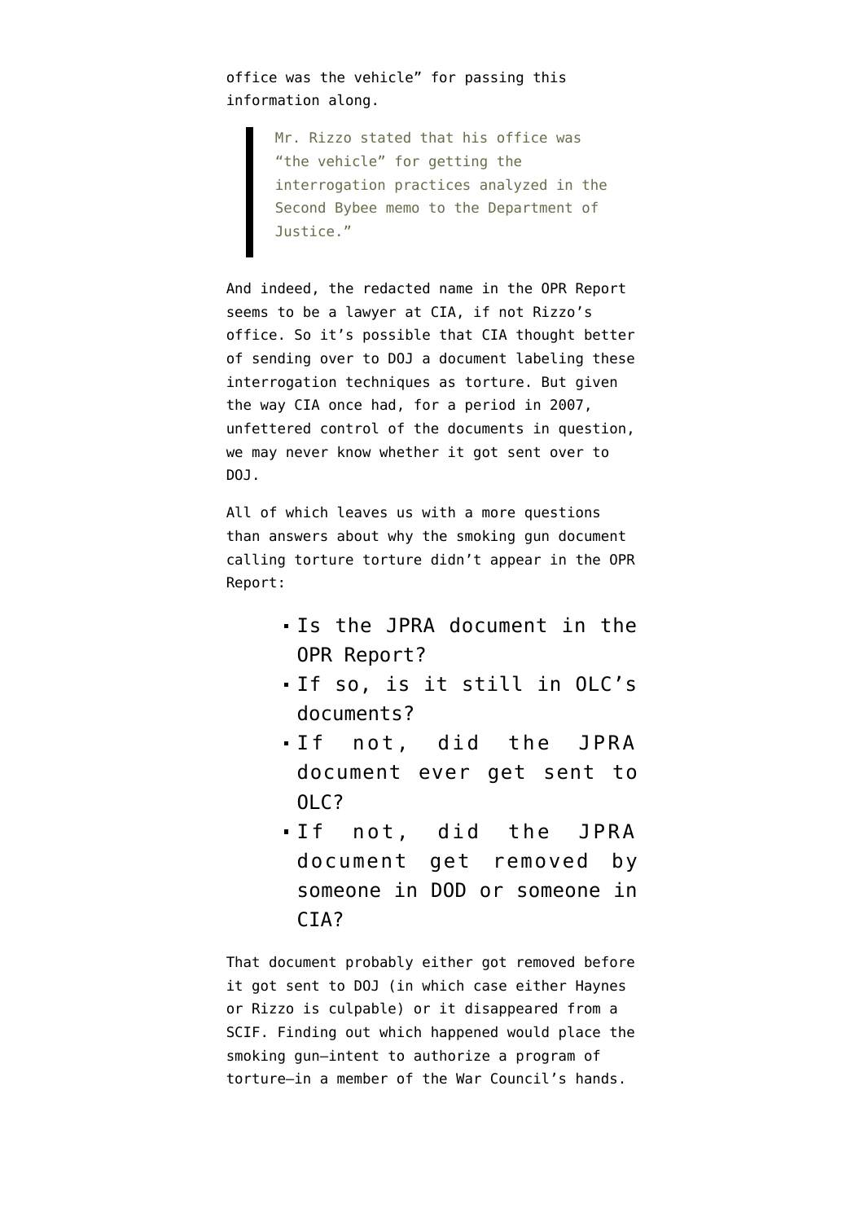office was the vehicle" for passing this information along.

> Mr. Rizzo stated that his office was "the vehicle" for getting the interrogation practices analyzed in the Second Bybee memo to the Department of Justice."

And indeed, the redacted name in the OPR Report seems to be a lawyer at CIA, if not Rizzo's office. So it's possible that CIA thought better of sending over to DOJ a document labeling these interrogation techniques as torture. But given the way CIA once had, for a period in 2007, unfettered control of the documents in question, we may never know whether it got sent over to DOJ.

All of which leaves us with a more questions than answers about why the smoking gun document calling torture torture didn't appear in the OPR Report:

- Is the JPRA document in the OPR Report?
- If so, is it still in OLC's documents?
- If not, did the JPRA document ever get sent to OLC?
- If not, did the JPRA document get removed by someone in DOD or someone in CIA?

That document probably either got removed before it got sent to DOJ (in which case either Haynes or Rizzo is culpable) or it disappeared from a SCIF. Finding out which happened would place the smoking gun—intent to authorize a program of torture—in a member of the War Council's hands.